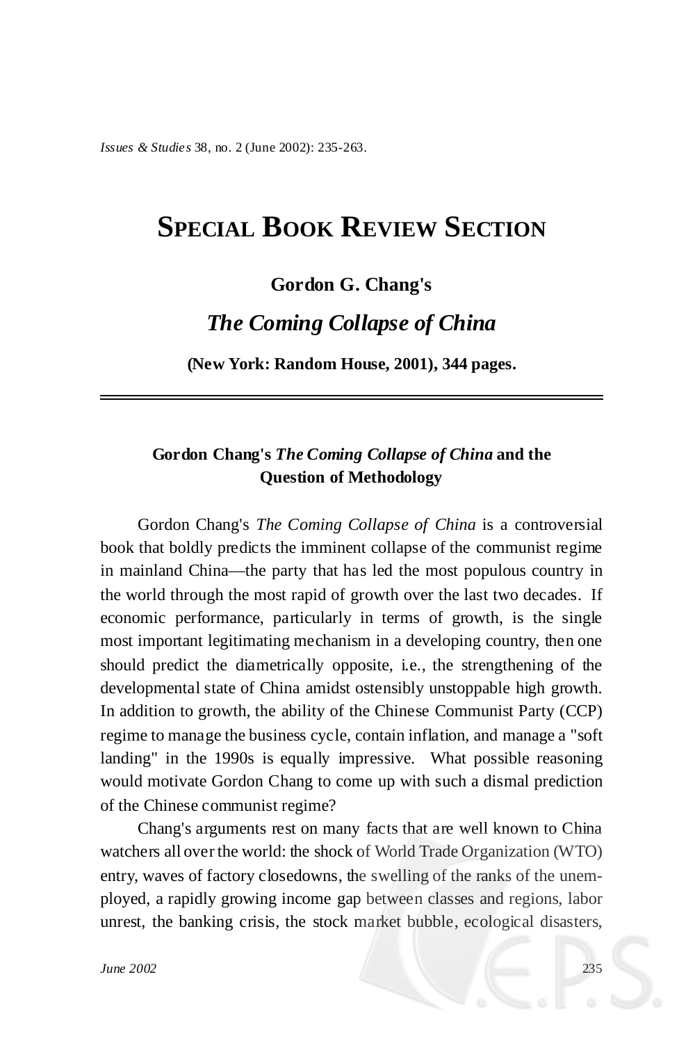# Special Book Review Section

**Gordon G. Chang's**

## *The Coming Collapse of China*

**(New York: Random House, 2001), 344 pages.**

---

### Gordon Chang's *The Coming Collapse of China* and the Question of Methodology

Gordon Chang's *The Coming Collapse of China* is a controversial book that boldly predicts the imminent collapse of the communist regime in mainland China—the party that has led the most populous country in the world through the most rapid of growth over the last two decades. If economic performance, particularly in terms of growth, is the single most important legitimating mechanism in a developing country, then one should predict the diametrically opposite, i.e., the strengthening of the developmental state of China amidst ostensibly unstoppable high growth. In addition to growth, the ability of the Chinese Communist Party (CCP) regime to manage the business cycle, contain inflation, and manage a "soft landing" in the 1990s is equally impressive. What possible reasoning would motivate Gordon Chang to come up with such a dismal prediction of the Chinese communist regime?

Chang's arguments rest on many facts that are well known to China watchers all over the world: the shock of World Trade Organization (WTO) entry, waves of factory closedowns, the swelling of the ranks of the unemployed, a rapidly growing income gap between classes and regions, labor unrest, the banking crisis, the stock market bubble, ecological disasters,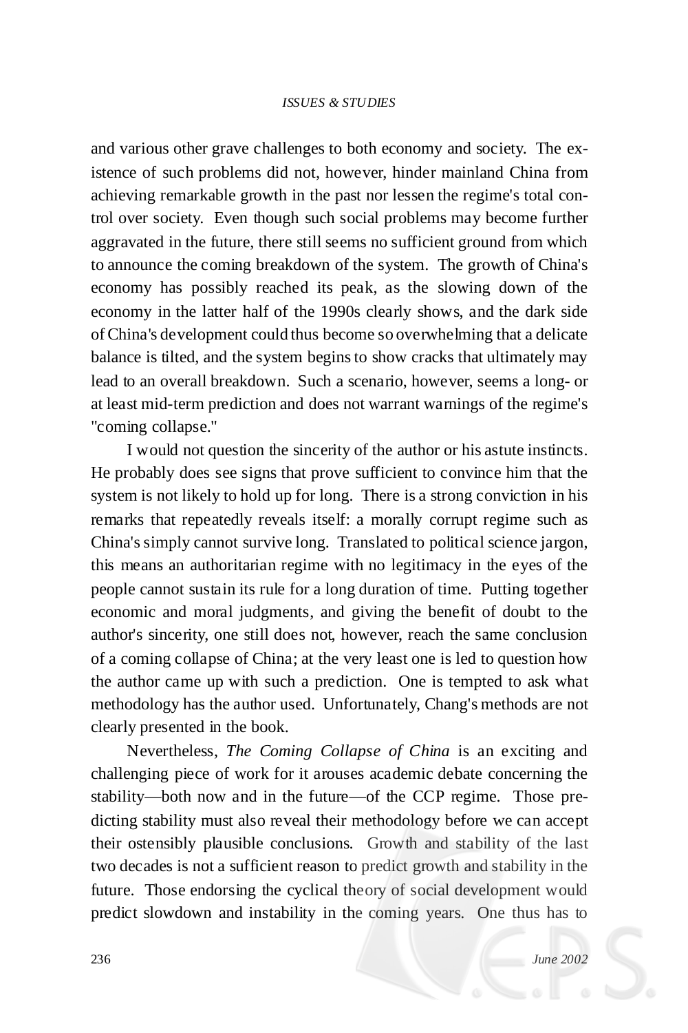and various other grave challenges to both economy and society. The existence of such problems did not, however, hinder mainland China from achieving remarkable growth in the past nor lessen the regime's total control over society. Even though such social problems may become further aggravated in the future, there still seems no sufficient ground from which to announce the coming breakdown of the system. The growth of China's economy has possibly reached its peak, as the slowing down of the economy in the latter half of the 1990s clearly shows, and the dark side of China's development could thus become so overwhelming that a delicate balance is tilted, and the system begins to show cracks that ultimately may lead to an overall breakdown. Such a scenario, however, seems a long- or at least mid-term prediction and does not warrant warnings of the regime's "coming collapse."

I would not question the sincerity of the author or his astute instincts. He probably does see signs that prove sufficient to convince him that the system is not likely to hold up for long. There is a strong conviction in his remarks that repeatedly reveals itself: a morally corrupt regime such as China's simply cannot survive long. Translated to political science jargon, this means an authoritarian regime with no legitimacy in the eyes of the people cannot sustain its rule for a long duration of time. Putting together economic and moral judgments, and giving the benefit of doubt to the author's sincerity, one still does not, however, reach the same conclusion of a coming collapse of China; at the very least one is led to question how the author came up with such a prediction. One is tempted to ask what methodology has the author used. Unfortunately, Chang's methods are not clearly presented in the book.

Nevertheless, *The Coming Collapse of China* is an exciting and challenging piece of work for it arouses academic debate concerning the stability—both now and in the future—of the CCP regime. Those predicting stability must also reveal their methodology before we can accept their ostensibly plausible conclusions. Growth and stability of the last two decades is not a sufficient reason to predict growth and stability in the future. Those endorsing the cyclical theory of social development would predict slowdown and instability in the coming years. One thus has to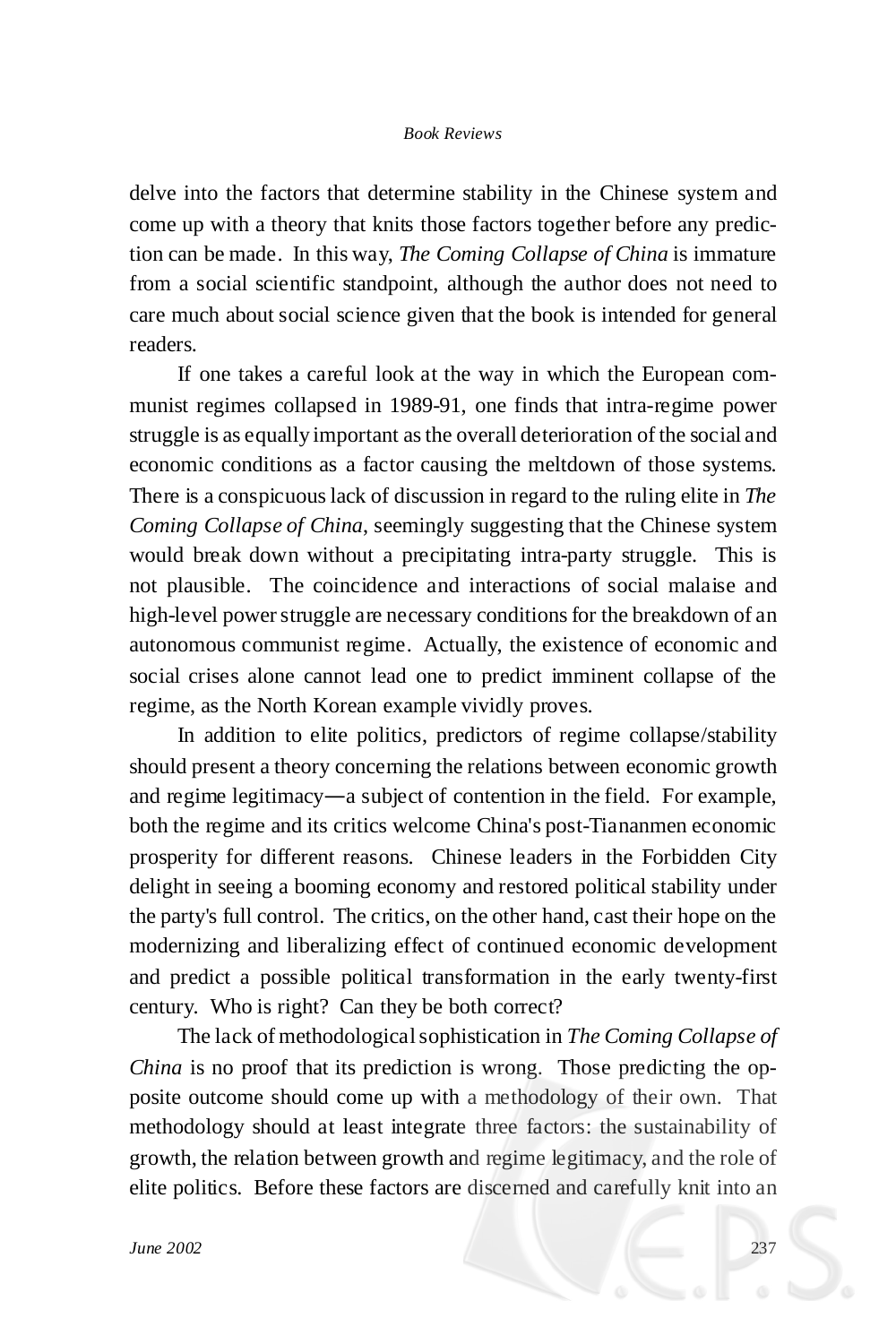delve into the factors that determine stability in the Chinese system and come up with a theory that knits those factors together before any prediction can be made. In this way, *The Coming Collapse of China* is immature from a social scientific standpoint, although the author does not need to care much about social science given that the book is intended for general readers.

If one takes a careful look at the way in which the European communist regimes collapsed in 1989-91, one finds that intra-regime power struggle is as equally important as the overall deterioration of the social and economic conditions as a factor causing the meltdown of those systems. There is a conspicuous lack of discussion in regard to the ruling elite in *The Coming Collapse of China*, seemingly suggesting that the Chinese system would break down without a precipitating intra-party struggle. This is not plausible. The coincidence and interactions of social malaise and high-level power struggle are necessary conditions for the breakdown of an autonomous communist regime. Actually, the existence of economic and social crises alone cannot lead one to predict imminent collapse of the regime, as the North Korean example vividly proves.

In addition to elite politics, predictors of regime collapse/stability should present a theory concerning the relations between economic growth and regime legitimacy—a subject of contention in the field. For example, both the regime and its critics welcome China's post-Tiananmen economic prosperity for different reasons. Chinese leaders in the Forbidden City delight in seeing a booming economy and restored political stability under the party's full control. The critics, on the other hand, cast their hope on the modernizing and liberalizing effect of continued economic development and predict a possible political transformation in the early twenty-first century. Who is right? Can they be both correct?

The lack of methodological sophistication in *The Coming Collapse of China* is no proof that its prediction is wrong. Those predicting the opposite outcome should come up with a methodology of their own. That methodology should at least integrate three factors: the sustainability of growth, the relation between growth and regime legitimacy, and the role of elite politics. Before these factors are discerned and carefully knit into an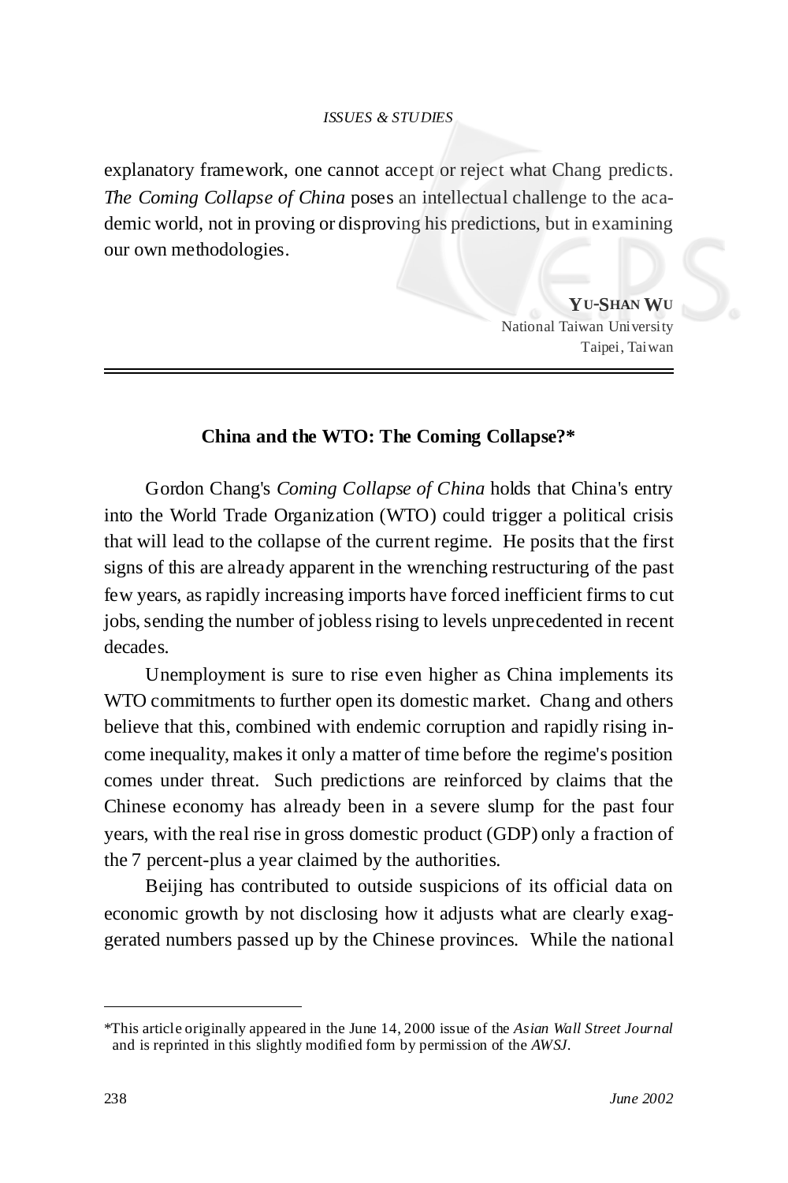explanatory framework, one cannot accept or reject what Chang predicts. *The Coming Collapse of China* poses an intellectual challenge to the academic world, not in proving or disproving his predictions, but in examining our own methodologies.

**YU-SHAN WU**
National Taiwan University
Taipei, Taiwan

---

## China and the WTO: The Coming Collapse?*

Gordon Chang's *Coming Collapse of China* holds that China's entry into the World Trade Organization (WTO) could trigger a political crisis that will lead to the collapse of the current regime. He posits that the first signs of this are already apparent in the wrenching restructuring of the past few years, as rapidly increasing imports have forced inefficient firms to cut jobs, sending the number of jobless rising to levels unprecedented in recent decades.

Unemployment is sure to rise even higher as China implements its WTO commitments to further open its domestic market. Chang and others believe that this, combined with endemic corruption and rapidly rising income inequality, makes it only a matter of time before the regime's position comes under threat. Such predictions are reinforced by claims that the Chinese economy has already been in a severe slump for the past four years, with the real rise in gross domestic product (GDP) only a fraction of the 7 percent-plus a year claimed by the authorities.

Beijing has contributed to outside suspicions of its official data on economic growth by not disclosing how it adjusts what are clearly exaggerated numbers passed up by the Chinese provinces. While the national

---

*This article originally appeared in the June 14, 2000 issue of the *Asian Wall Street Journal* and is reprinted in this slightly modified form by permission of the *AWSJ*.